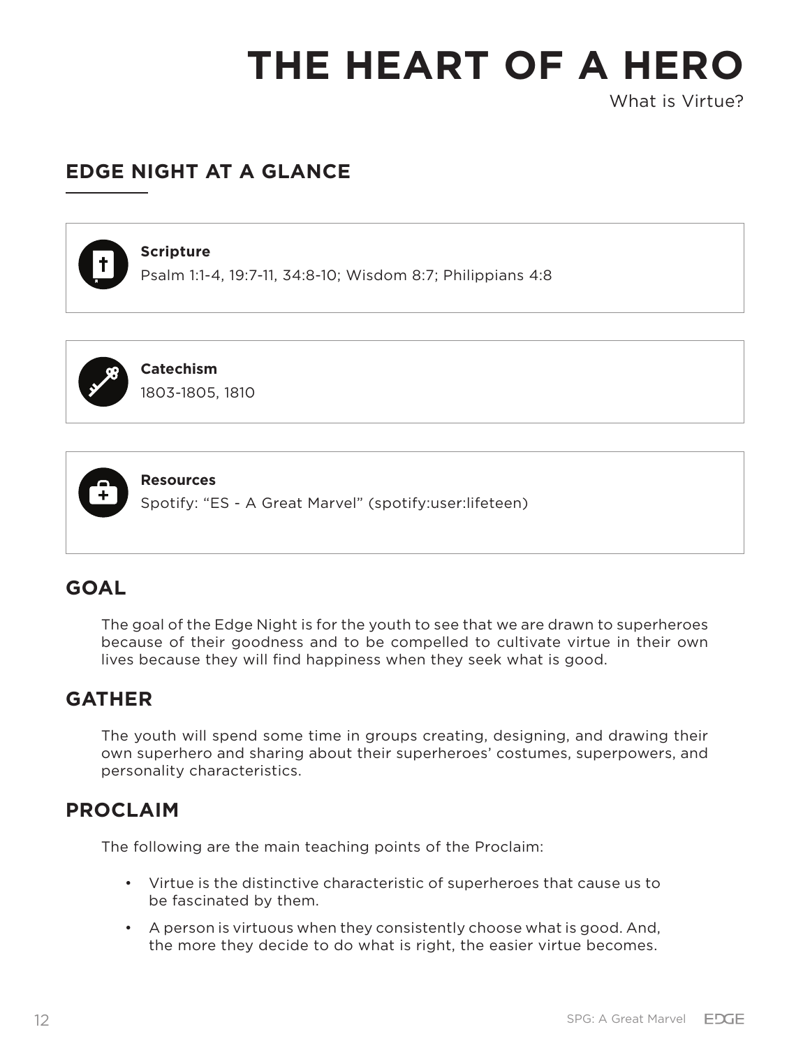# THE HEART OF A HERO

What is Virtue?

## EDGE NIGHT AT A GLANCE

**Scripture**
Psalm 1:1-4, 19:7-11, 34:8-10; Wisdom 8:7; Philippians 4:8

**Catechism**
1803-1805, 1810

**Resources**
Spotify: "ES - A Great Marvel" (spotify:user:lifeteen)

## GOAL

The goal of the Edge Night is for the youth to see that we are drawn to superheroes because of their goodness and to be compelled to cultivate virtue in their own lives because they will find happiness when they seek what is good.

## GATHER

The youth will spend some time in groups creating, designing, and drawing their own superhero and sharing about their superheroes' costumes, superpowers, and personality characteristics.

## PROCLAIM

The following are the main teaching points of the Proclaim:

- Virtue is the distinctive characteristic of superheroes that cause us to be fascinated by them.
- A person is virtuous when they consistently choose what is good. And, the more they decide to do what is right, the easier virtue becomes.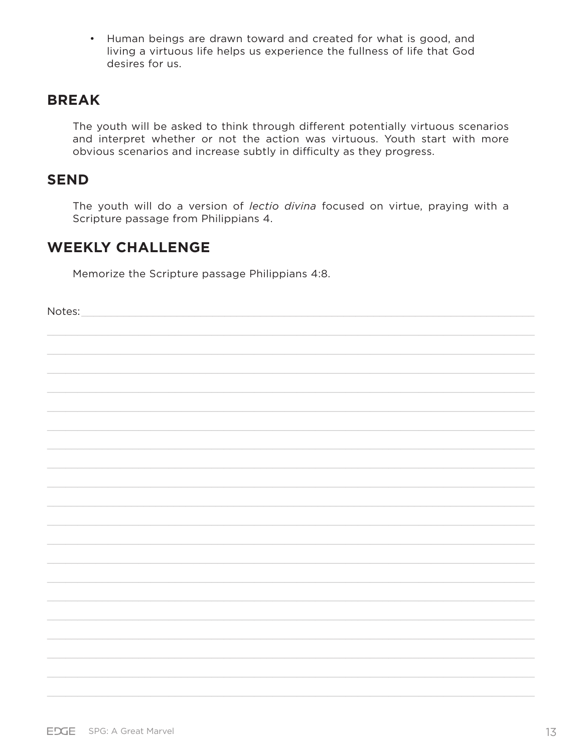- Human beings are drawn toward and created for what is good, and living a virtuous life helps us experience the fullness of life that God desires for us.

## BREAK

The youth will be asked to think through different potentially virtuous scenarios and interpret whether or not the action was virtuous. Youth start with more obvious scenarios and increase subtly in difficulty as they progress.

## SEND

The youth will do a version of *lectio divina* focused on virtue, praying with a Scripture passage from Philippians 4.

## WEEKLY CHALLENGE

Memorize the Scripture passage Philippians 4:8.

Notes: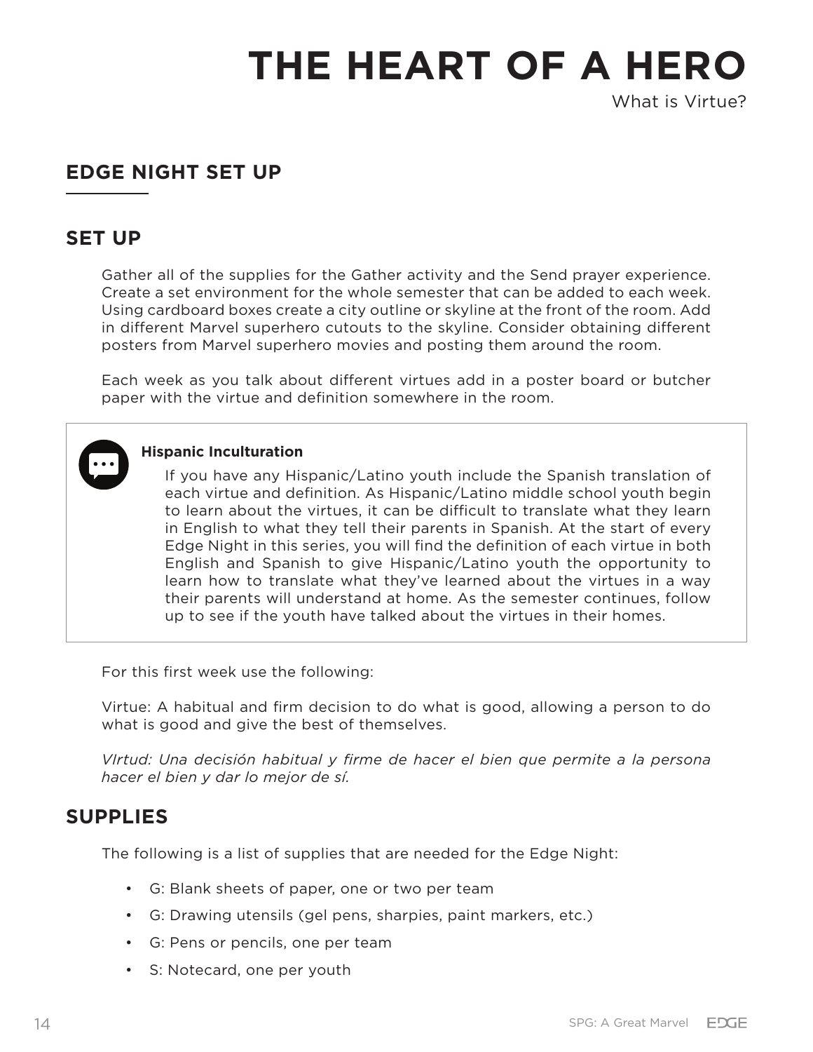# THE HEART OF A HERO

What is Virtue?

## EDGE NIGHT SET UP

### SET UP

Gather all of the supplies for the Gather activity and the Send prayer experience. Create a set environment for the whole semester that can be added to each week. Using cardboard boxes create a city outline or skyline at the front of the room. Add in different Marvel superhero cutouts to the skyline. Consider obtaining different posters from Marvel superhero movies and posting them around the room.

Each week as you talk about different virtues add in a poster board or butcher paper with the virtue and definition somewhere in the room.

> **Hispanic Inculturation**
>
> If you have any Hispanic/Latino youth include the Spanish translation of each virtue and definition. As Hispanic/Latino middle school youth begin to learn about the virtues, it can be difficult to translate what they learn in English to what they tell their parents in Spanish. At the start of every Edge Night in this series, you will find the definition of each virtue in both English and Spanish to give Hispanic/Latino youth the opportunity to learn how to translate what they've learned about the virtues in a way their parents will understand at home. As the semester continues, follow up to see if the youth have talked about the virtues in their homes.

For this first week use the following:

Virtue: A habitual and firm decision to do what is good, allowing a person to do what is good and give the best of themselves.

*VIrtud: Una decisión habitual y firme de hacer el bien que permite a la persona hacer el bien y dar lo mejor de sí.*

### SUPPLIES

The following is a list of supplies that are needed for the Edge Night:

- G: Blank sheets of paper, one or two per team
- G: Drawing utensils (gel pens, sharpies, paint markers, etc.)
- G: Pens or pencils, one per team
- S: Notecard, one per youth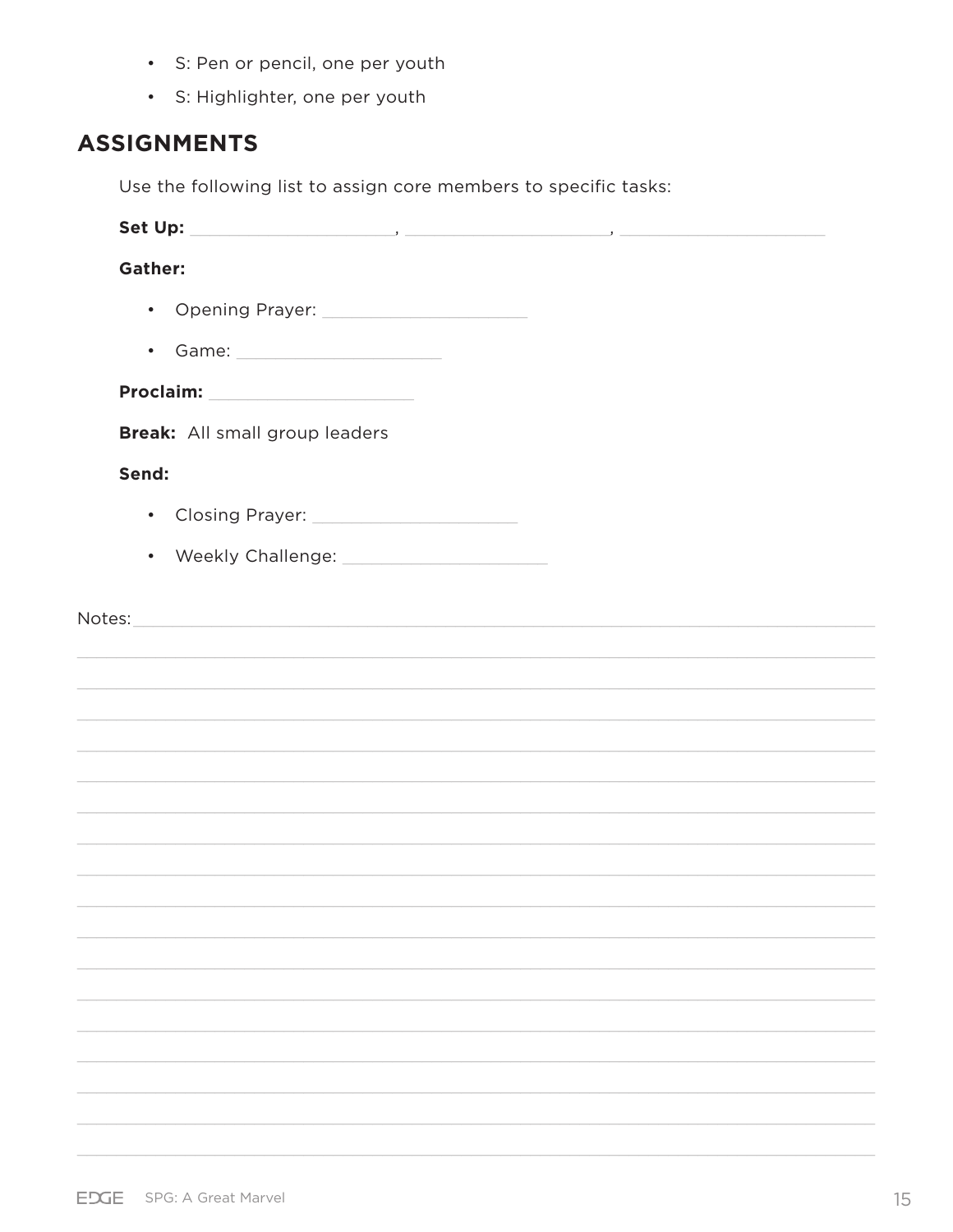- S: Pen or pencil, one per youth
- S: Highlighter, one per youth

## ASSIGNMENTS

Use the following list to assign core members to specific tasks:

**Set Up:** ____________________, ____________________, ____________________

**Gather:**

- Opening Prayer: ____________________
- Game: ____________________

**Proclaim:** ____________________

**Break:** All small group leaders

**Send:**

- Closing Prayer: ____________________
- Weekly Challenge: ____________________

Notes: ______________________________________________________________________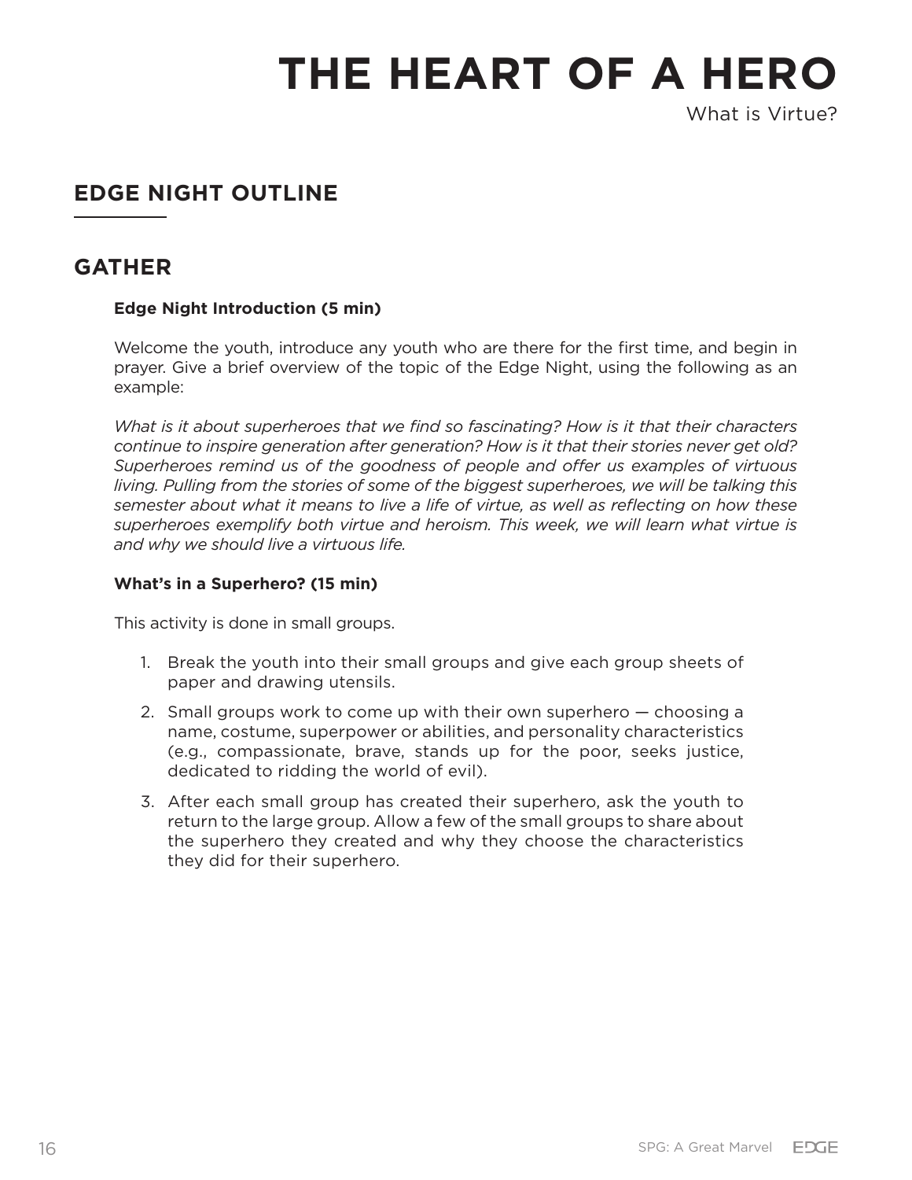# THE HEART OF A HERO

What is Virtue?

## EDGE NIGHT OUTLINE

## GATHER

**Edge Night Introduction (5 min)**

Welcome the youth, introduce any youth who are there for the first time, and begin in prayer. Give a brief overview of the topic of the Edge Night, using the following as an example:

*What is it about superheroes that we find so fascinating? How is it that their characters continue to inspire generation after generation? How is it that their stories never get old? Superheroes remind us of the goodness of people and offer us examples of virtuous living. Pulling from the stories of some of the biggest superheroes, we will be talking this semester about what it means to live a life of virtue, as well as reflecting on how these superheroes exemplify both virtue and heroism. This week, we will learn what virtue is and why we should live a virtuous life.*

**What's in a Superhero? (15 min)**

This activity is done in small groups.

1. Break the youth into their small groups and give each group sheets of paper and drawing utensils.
2. Small groups work to come up with their own superhero — choosing a name, costume, superpower or abilities, and personality characteristics (e.g., compassionate, brave, stands up for the poor, seeks justice, dedicated to ridding the world of evil).
3. After each small group has created their superhero, ask the youth to return to the large group. Allow a few of the small groups to share about the superhero they created and why they choose the characteristics they did for their superhero.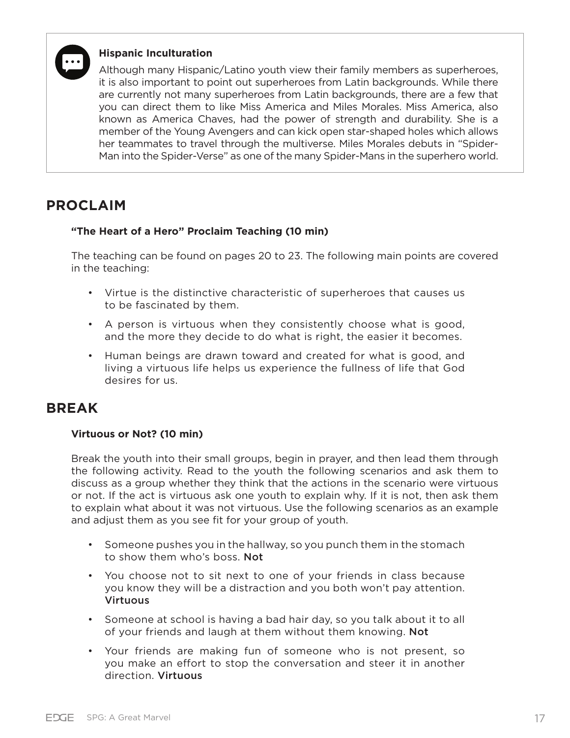**Hispanic Inculturation**

Although many Hispanic/Latino youth view their family members as superheroes, it is also important to point out superheroes from Latin backgrounds. While there are currently not many superheroes from Latin backgrounds, there are a few that you can direct them to like Miss America and Miles Morales. Miss America, also known as America Chaves, had the power of strength and durability. She is a member of the Young Avengers and can kick open star-shaped holes which allows her teammates to travel through the multiverse. Miles Morales debuts in "Spider-Man into the Spider-Verse" as one of the many Spider-Mans in the superhero world.

## PROCLAIM

**"The Heart of a Hero" Proclaim Teaching (10 min)**

The teaching can be found on pages 20 to 23. The following main points are covered in the teaching:

- Virtue is the distinctive characteristic of superheroes that causes us to be fascinated by them.
- A person is virtuous when they consistently choose what is good, and the more they decide to do what is right, the easier it becomes.
- Human beings are drawn toward and created for what is good, and living a virtuous life helps us experience the fullness of life that God desires for us.

## BREAK

**Virtuous or Not? (10 min)**

Break the youth into their small groups, begin in prayer, and then lead them through the following activity. Read to the youth the following scenarios and ask them to discuss as a group whether they think that the actions in the scenario were virtuous or not. If the act is virtuous ask one youth to explain why. If it is not, then ask them to explain what about it was not virtuous. Use the following scenarios as an example and adjust them as you see fit for your group of youth.

- Someone pushes you in the hallway, so you punch them in the stomach to show them who's boss. Not
- You choose not to sit next to one of your friends in class because you know they will be a distraction and you both won't pay attention. Virtuous
- Someone at school is having a bad hair day, so you talk about it to all of your friends and laugh at them without them knowing. Not
- Your friends are making fun of someone who is not present, so you make an effort to stop the conversation and steer it in another direction. Virtuous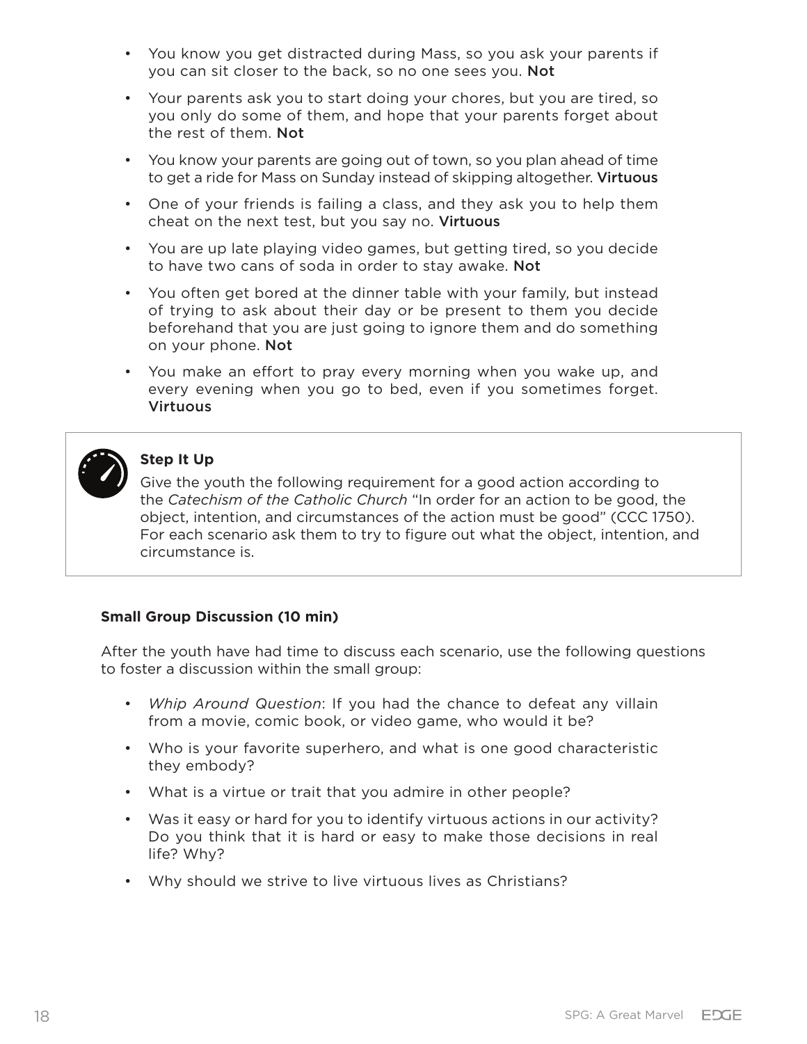- You know you get distracted during Mass, so you ask your parents if you can sit closer to the back, so no one sees you. **Not**
- Your parents ask you to start doing your chores, but you are tired, so you only do some of them, and hope that your parents forget about the rest of them. **Not**
- You know your parents are going out of town, so you plan ahead of time to get a ride for Mass on Sunday instead of skipping altogether. **Virtuous**
- One of your friends is failing a class, and they ask you to help them cheat on the next test, but you say no. **Virtuous**
- You are up late playing video games, but getting tired, so you decide to have two cans of soda in order to stay awake. **Not**
- You often get bored at the dinner table with your family, but instead of trying to ask about their day or be present to them you decide beforehand that you are just going to ignore them and do something on your phone. **Not**
- You make an effort to pray every morning when you wake up, and every evening when you go to bed, even if you sometimes forget. **Virtuous**

> **Step It Up**
>
> Give the youth the following requirement for a good action according to the *Catechism of the Catholic Church* "In order for an action to be good, the object, intention, and circumstances of the action must be good" (CCC 1750). For each scenario ask them to try to figure out what the object, intention, and circumstance is.

**Small Group Discussion (10 min)**

After the youth have had time to discuss each scenario, use the following questions to foster a discussion within the small group:

- *Whip Around Question*: If you had the chance to defeat any villain from a movie, comic book, or video game, who would it be?
- Who is your favorite superhero, and what is one good characteristic they embody?
- What is a virtue or trait that you admire in other people?
- Was it easy or hard for you to identify virtuous actions in our activity? Do you think that it is hard or easy to make those decisions in real life? Why?
- Why should we strive to live virtuous lives as Christians?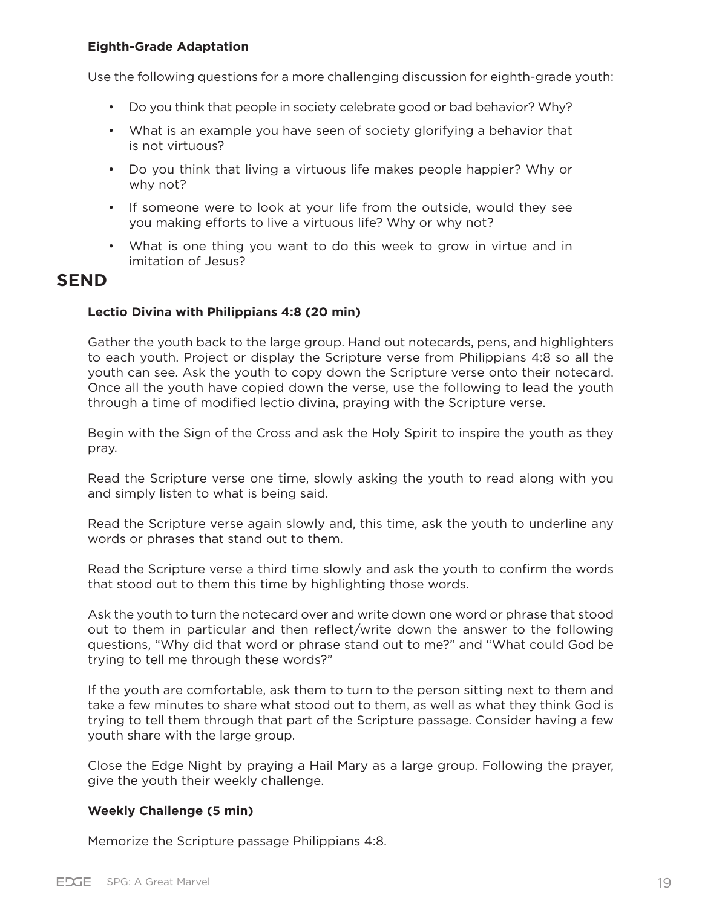### Eighth-Grade Adaptation

Use the following questions for a more challenging discussion for eighth-grade youth:

- Do you think that people in society celebrate good or bad behavior? Why?
- What is an example you have seen of society glorifying a behavior that is not virtuous?
- Do you think that living a virtuous life makes people happier? Why or why not?
- If someone were to look at your life from the outside, would they see you making efforts to live a virtuous life? Why or why not?
- What is one thing you want to do this week to grow in virtue and in imitation of Jesus?

## SEND

### Lectio Divina with Philippians 4:8 (20 min)

Gather the youth back to the large group. Hand out notecards, pens, and highlighters to each youth. Project or display the Scripture verse from Philippians 4:8 so all the youth can see. Ask the youth to copy down the Scripture verse onto their notecard. Once all the youth have copied down the verse, use the following to lead the youth through a time of modified lectio divina, praying with the Scripture verse.

Begin with the Sign of the Cross and ask the Holy Spirit to inspire the youth as they pray.

Read the Scripture verse one time, slowly asking the youth to read along with you and simply listen to what is being said.

Read the Scripture verse again slowly and, this time, ask the youth to underline any words or phrases that stand out to them.

Read the Scripture verse a third time slowly and ask the youth to confirm the words that stood out to them this time by highlighting those words.

Ask the youth to turn the notecard over and write down one word or phrase that stood out to them in particular and then reflect/write down the answer to the following questions, "Why did that word or phrase stand out to me?" and "What could God be trying to tell me through these words?"

If the youth are comfortable, ask them to turn to the person sitting next to them and take a few minutes to share what stood out to them, as well as what they think God is trying to tell them through that part of the Scripture passage. Consider having a few youth share with the large group.

Close the Edge Night by praying a Hail Mary as a large group. Following the prayer, give the youth their weekly challenge.

### Weekly Challenge (5 min)

Memorize the Scripture passage Philippians 4:8.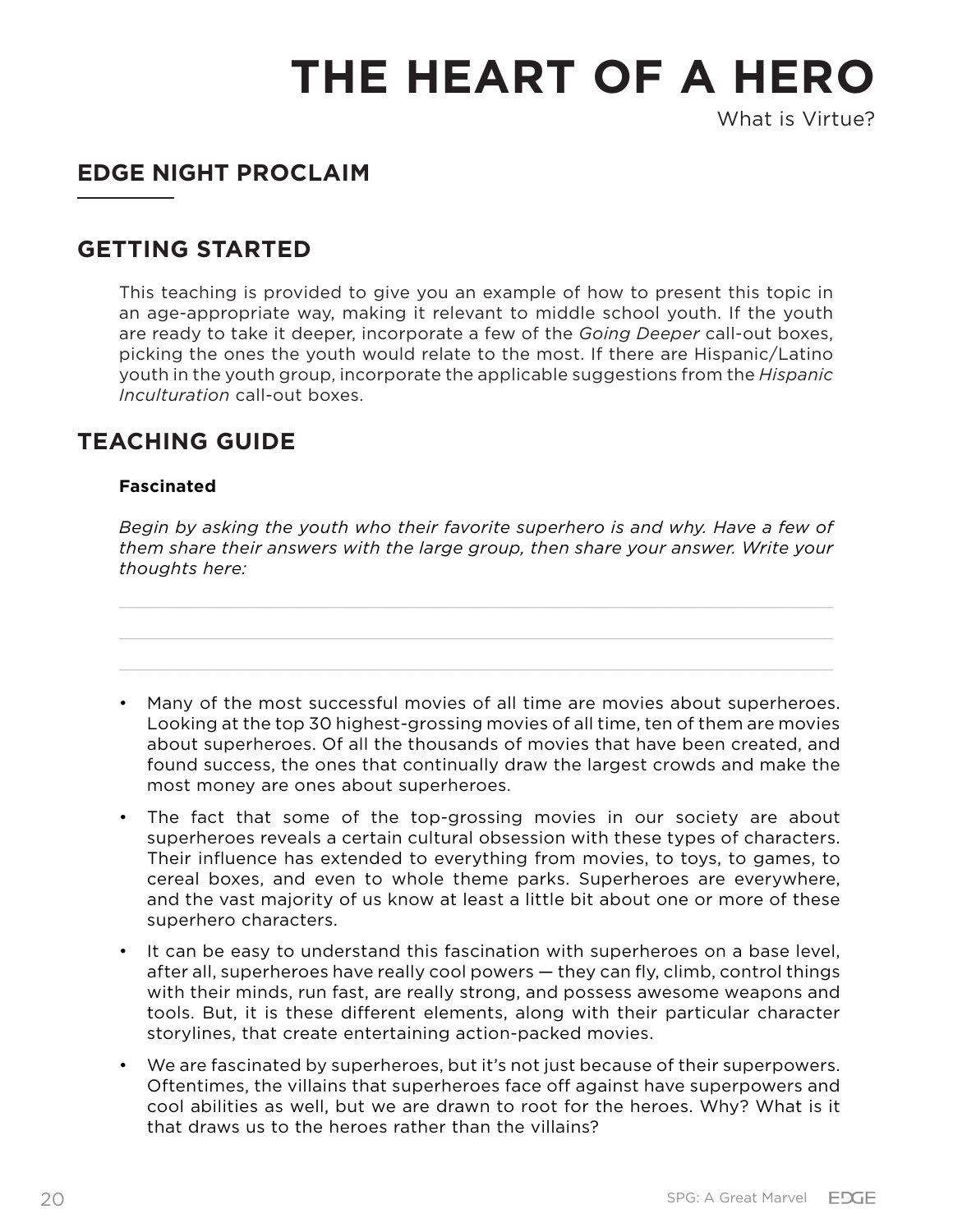# THE HEART OF A HERO

What is Virtue?

## EDGE NIGHT PROCLAIM

## GETTING STARTED

This teaching is provided to give you an example of how to present this topic in an age-appropriate way, making it relevant to middle school youth. If the youth are ready to take it deeper, incorporate a few of the *Going Deeper* call-out boxes, picking the ones the youth would relate to the most. If there are Hispanic/Latino youth in the youth group, incorporate the applicable suggestions from the *Hispanic Inculturation* call-out boxes.

## TEACHING GUIDE

**Fascinated**

*Begin by asking the youth who their favorite superhero is and why. Have a few of them share their answers with the large group, then share your answer. Write your thoughts here:*

- Many of the most successful movies of all time are movies about superheroes. Looking at the top 30 highest-grossing movies of all time, ten of them are movies about superheroes. Of all the thousands of movies that have been created, and found success, the ones that continually draw the largest crowds and make the most money are ones about superheroes.
- The fact that some of the top-grossing movies in our society are about superheroes reveals a certain cultural obsession with these types of characters. Their influence has extended to everything from movies, to toys, to games, to cereal boxes, and even to whole theme parks. Superheroes are everywhere, and the vast majority of us know at least a little bit about one or more of these superhero characters.
- It can be easy to understand this fascination with superheroes on a base level, after all, superheroes have really cool powers — they can fly, climb, control things with their minds, run fast, are really strong, and possess awesome weapons and tools. But, it is these different elements, along with their particular character storylines, that create entertaining action-packed movies.
- We are fascinated by superheroes, but it's not just because of their superpowers. Oftentimes, the villains that superheroes face off against have superpowers and cool abilities as well, but we are drawn to root for the heroes. Why? What is it that draws us to the heroes rather than the villains?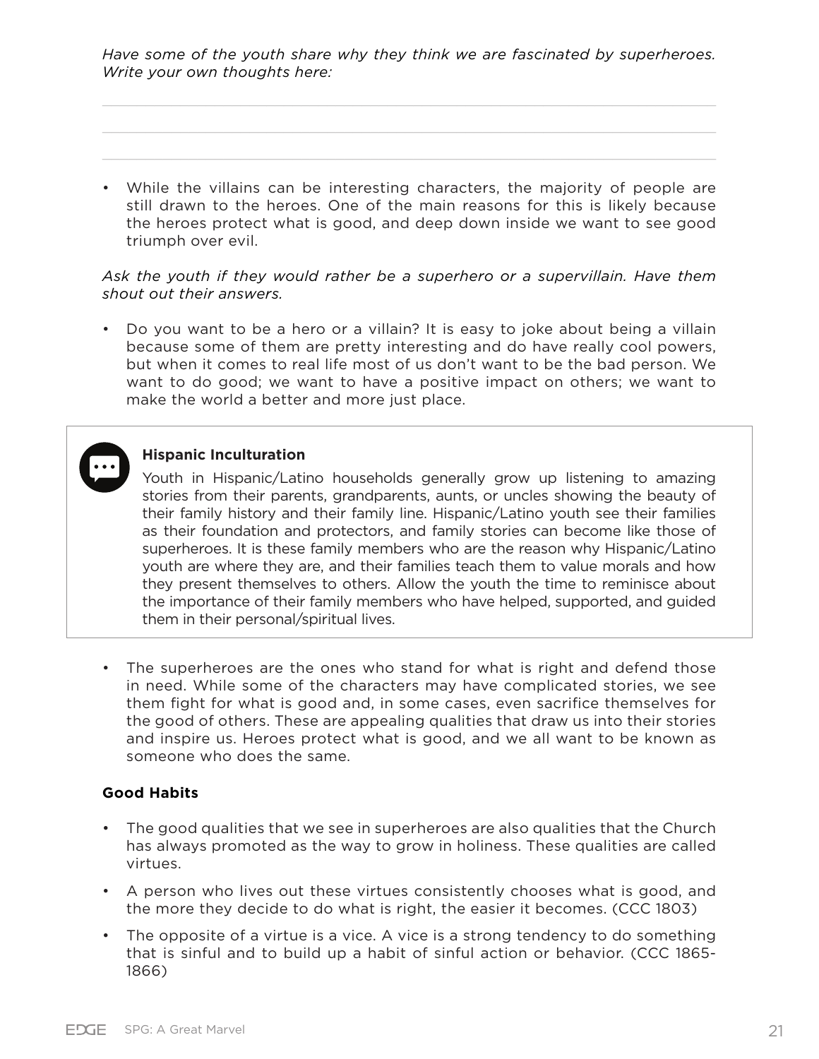*Have some of the youth share why they think we are fascinated by superheroes. Write your own thoughts here:*

- While the villains can be interesting characters, the majority of people are still drawn to the heroes. One of the main reasons for this is likely because the heroes protect what is good, and deep down inside we want to see good triumph over evil.

*Ask the youth if they would rather be a superhero or a supervillain. Have them shout out their answers.*

- Do you want to be a hero or a villain? It is easy to joke about being a villain because some of them are pretty interesting and do have really cool powers, but when it comes to real life most of us don't want to be the bad person. We want to do good; we want to have a positive impact on others; we want to make the world a better and more just place.

> **Hispanic Inculturation**
>
> Youth in Hispanic/Latino households generally grow up listening to amazing stories from their parents, grandparents, aunts, or uncles showing the beauty of their family history and their family line. Hispanic/Latino youth see their families as their foundation and protectors, and family stories can become like those of superheroes. It is these family members who are the reason why Hispanic/Latino youth are where they are, and their families teach them to value morals and how they present themselves to others. Allow the youth the time to reminisce about the importance of their family members who have helped, supported, and guided them in their personal/spiritual lives.

- The superheroes are the ones who stand for what is right and defend those in need. While some of the characters may have complicated stories, we see them fight for what is good and, in some cases, even sacrifice themselves for the good of others. These are appealing qualities that draw us into their stories and inspire us. Heroes protect what is good, and we all want to be known as someone who does the same.

**Good Habits**

- The good qualities that we see in superheroes are also qualities that the Church has always promoted as the way to grow in holiness. These qualities are called virtues.
- A person who lives out these virtues consistently chooses what is good, and the more they decide to do what is right, the easier it becomes. (CCC 1803)
- The opposite of a virtue is a vice. A vice is a strong tendency to do something that is sinful and to build up a habit of sinful action or behavior. (CCC 1865-1866)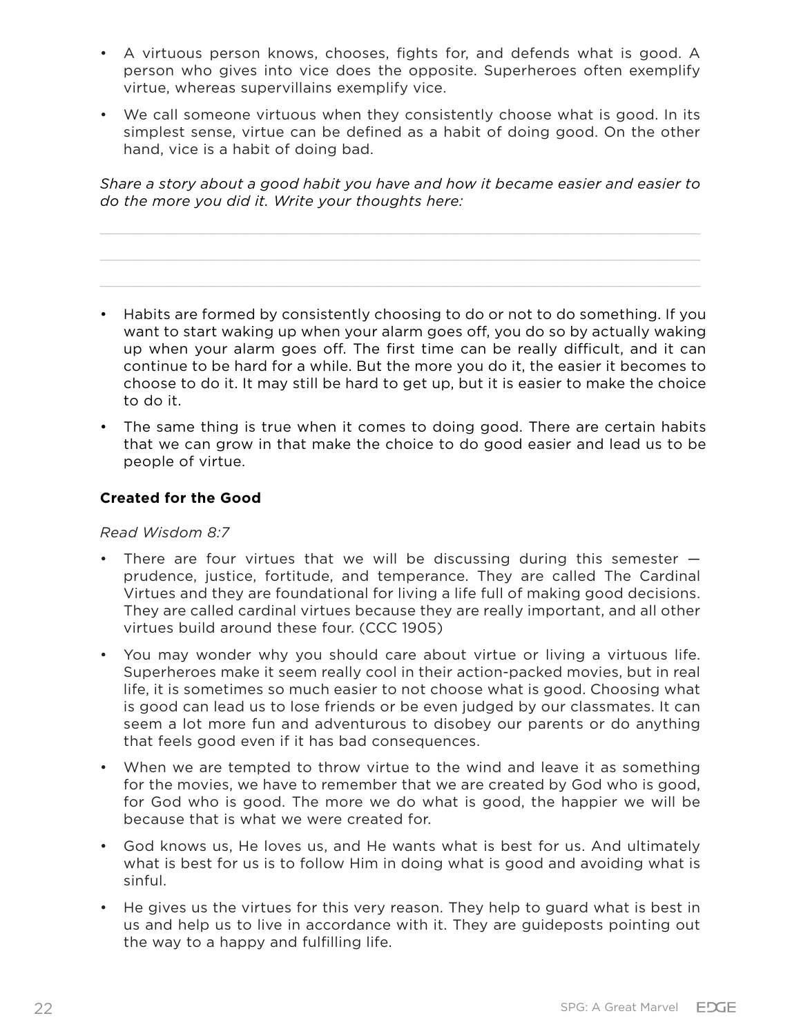- A virtuous person knows, chooses, fights for, and defends what is good. A person who gives into vice does the opposite. Superheroes often exemplify virtue, whereas supervillains exemplify vice.
- We call someone virtuous when they consistently choose what is good. In its simplest sense, virtue can be defined as a habit of doing good. On the other hand, vice is a habit of doing bad.

*Share a story about a good habit you have and how it became easier and easier to do the more you did it. Write your thoughts here:*

- Habits are formed by consistently choosing to do or not to do something. If you want to start waking up when your alarm goes off, you do so by actually waking up when your alarm goes off. The first time can be really difficult, and it can continue to be hard for a while. But the more you do it, the easier it becomes to choose to do it. It may still be hard to get up, but it is easier to make the choice to do it.
- The same thing is true when it comes to doing good. There are certain habits that we can grow in that make the choice to do good easier and lead us to be people of virtue.

**Created for the Good**

*Read Wisdom 8:7*

- There are four virtues that we will be discussing during this semester — prudence, justice, fortitude, and temperance. They are called The Cardinal Virtues and they are foundational for living a life full of making good decisions. They are called cardinal virtues because they are really important, and all other virtues build around these four. (CCC 1905)
- You may wonder why you should care about virtue or living a virtuous life. Superheroes make it seem really cool in their action-packed movies, but in real life, it is sometimes so much easier to not choose what is good. Choosing what is good can lead us to lose friends or be even judged by our classmates. It can seem a lot more fun and adventurous to disobey our parents or do anything that feels good even if it has bad consequences.
- When we are tempted to throw virtue to the wind and leave it as something for the movies, we have to remember that we are created by God who is good, for God who is good. The more we do what is good, the happier we will be because that is what we were created for.
- God knows us, He loves us, and He wants what is best for us. And ultimately what is best for us is to follow Him in doing what is good and avoiding what is sinful.
- He gives us the virtues for this very reason. They help to guard what is best in us and help us to live in accordance with it. They are guideposts pointing out the way to a happy and fulfilling life.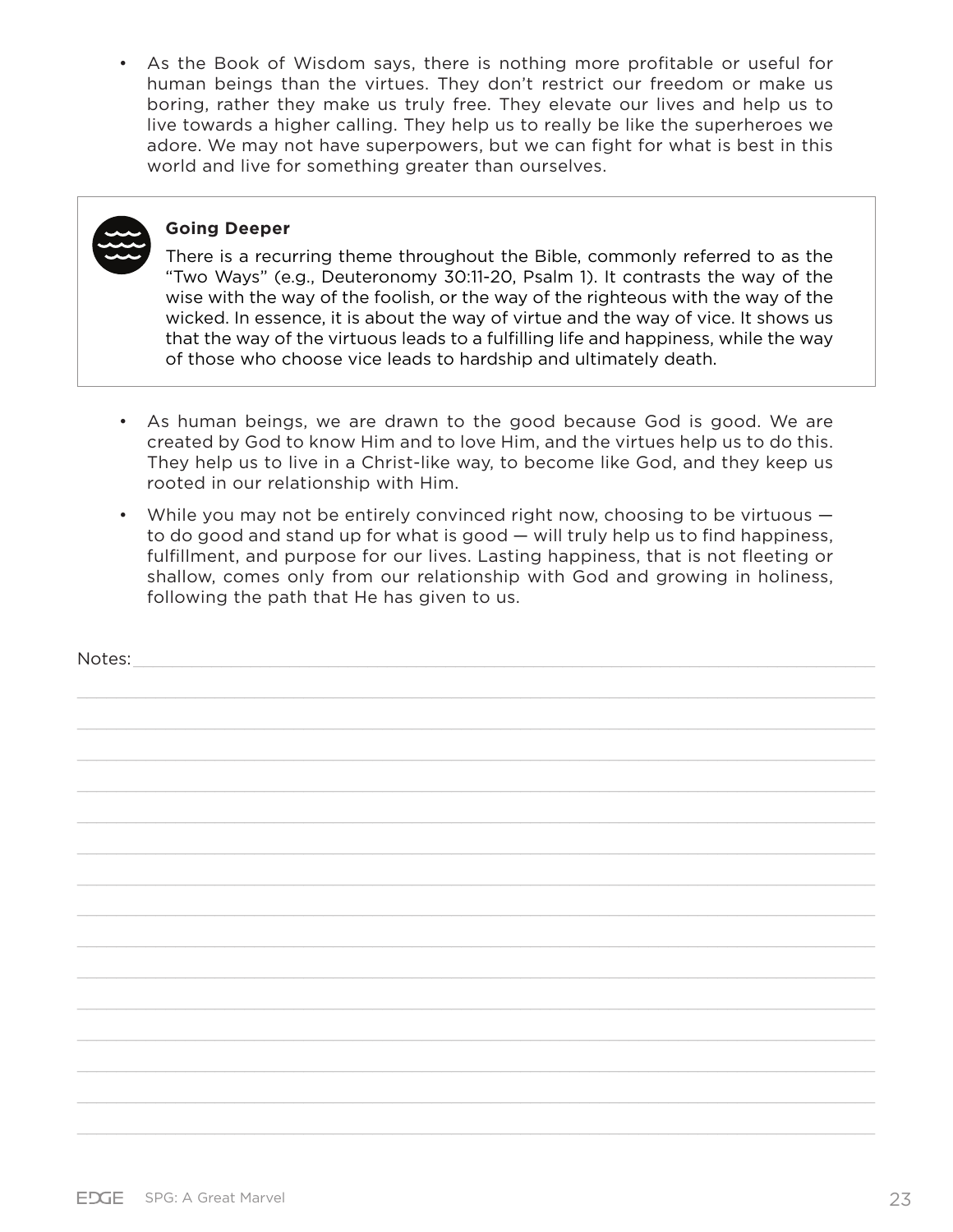- As the Book of Wisdom says, there is nothing more profitable or useful for human beings than the virtues. They don't restrict our freedom or make us boring, rather they make us truly free. They elevate our lives and help us to live towards a higher calling. They help us to really be like the superheroes we adore. We may not have superpowers, but we can fight for what is best in this world and live for something greater than ourselves.

> **Going Deeper**
>
> There is a recurring theme throughout the Bible, commonly referred to as the "Two Ways" (e.g., Deuteronomy 30:11-20, Psalm 1). It contrasts the way of the wise with the way of the foolish, or the way of the righteous with the way of the wicked. In essence, it is about the way of virtue and the way of vice. It shows us that the way of the virtuous leads to a fulfilling life and happiness, while the way of those who choose vice leads to hardship and ultimately death.

- As human beings, we are drawn to the good because God is good. We are created by God to know Him and to love Him, and the virtues help us to do this. They help us to live in a Christ-like way, to become like God, and they keep us rooted in our relationship with Him.
- While you may not be entirely convinced right now, choosing to be virtuous — to do good and stand up for what is good — will truly help us to find happiness, fulfillment, and purpose for our lives. Lasting happiness, that is not fleeting or shallow, comes only from our relationship with God and growing in holiness, following the path that He has given to us.

Notes: